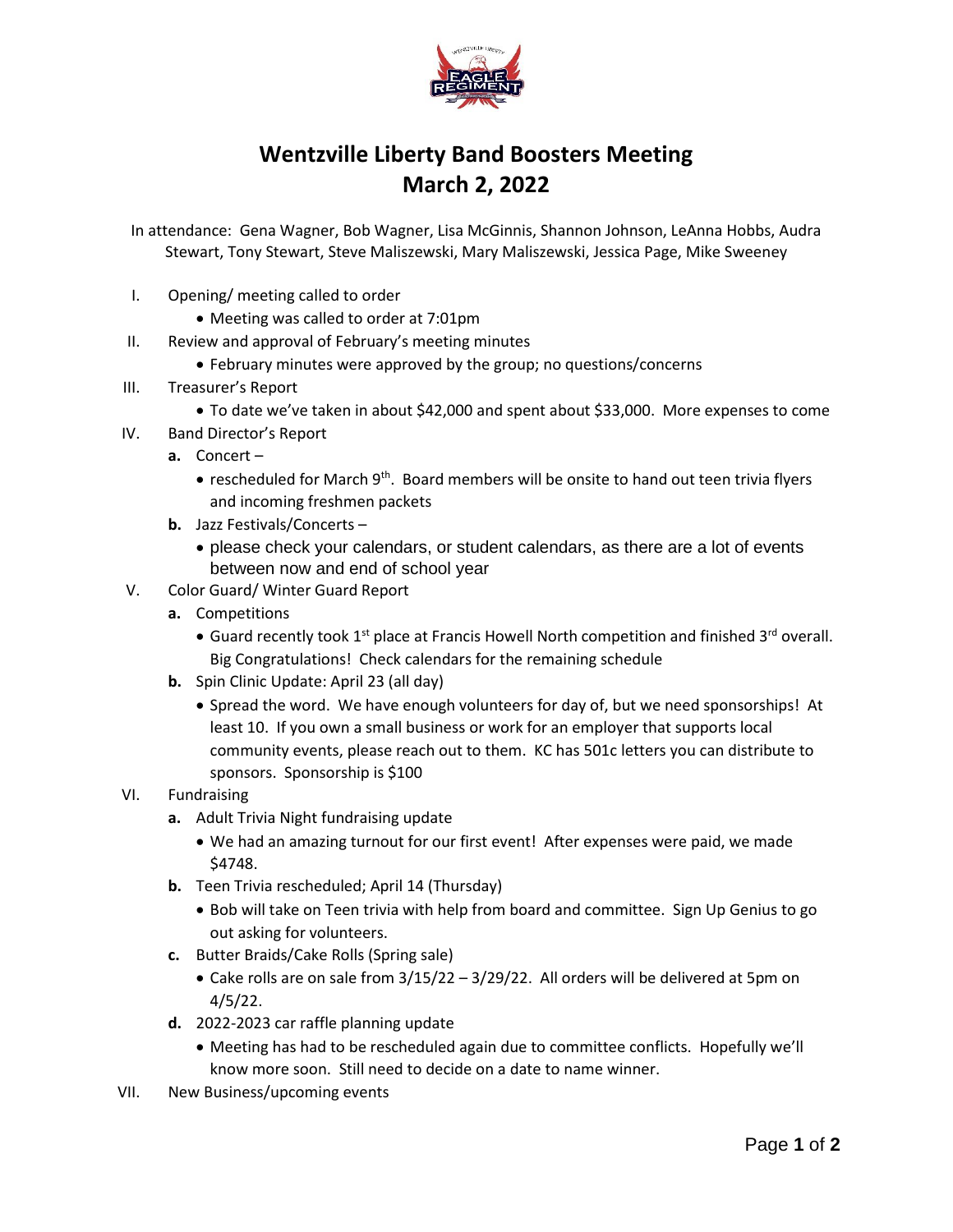# Wentzville Liberty Band Boosters Meeting
# March 2, 2022

In attendance: Gena Wagner, Bob Wagner, Lisa McGinnis, Shannon Johnson, LeAnna Hobbs, Audra Stewart, Tony Stewart, Steve Maliszewski, Mary Maliszewski, Jessica Page, Mike Sweeney

I. Opening/ meeting called to order
   - Meeting was called to order at 7:01pm

II. Review and approval of February's meeting minutes
   - February minutes were approved by the group; no questions/concerns

III. Treasurer's Report
   - To date we've taken in about $42,000 and spent about $33,000. More expenses to come

IV. Band Director's Report
   - **a.** Concert –
     - rescheduled for March 9th. Board members will be onsite to hand out teen trivia flyers and incoming freshmen packets
   - **b.** Jazz Festivals/Concerts –
     - please check your calendars, or student calendars, as there are a lot of events between now and end of school year

V. Color Guard/ Winter Guard Report
   - **a.** Competitions
     - Guard recently took 1st place at Francis Howell North competition and finished 3rd overall. Big Congratulations! Check calendars for the remaining schedule
   - **b.** Spin Clinic Update: April 23 (all day)
     - Spread the word. We have enough volunteers for day of, but we need sponsorships! At least 10. If you own a small business or work for an employer that supports local community events, please reach out to them. KC has 501c letters you can distribute to sponsors. Sponsorship is $100

VI. Fundraising
   - **a.** Adult Trivia Night fundraising update
     - We had an amazing turnout for our first event! After expenses were paid, we made $4748.
   - **b.** Teen Trivia rescheduled; April 14 (Thursday)
     - Bob will take on Teen trivia with help from board and committee. Sign Up Genius to go out asking for volunteers.
   - **c.** Butter Braids/Cake Rolls (Spring sale)
     - Cake rolls are on sale from 3/15/22 – 3/29/22. All orders will be delivered at 5pm on 4/5/22.
   - **d.** 2022-2023 car raffle planning update
     - Meeting has had to be rescheduled again due to committee conflicts. Hopefully we'll know more soon. Still need to decide on a date to name winner.

VII. New Business/upcoming events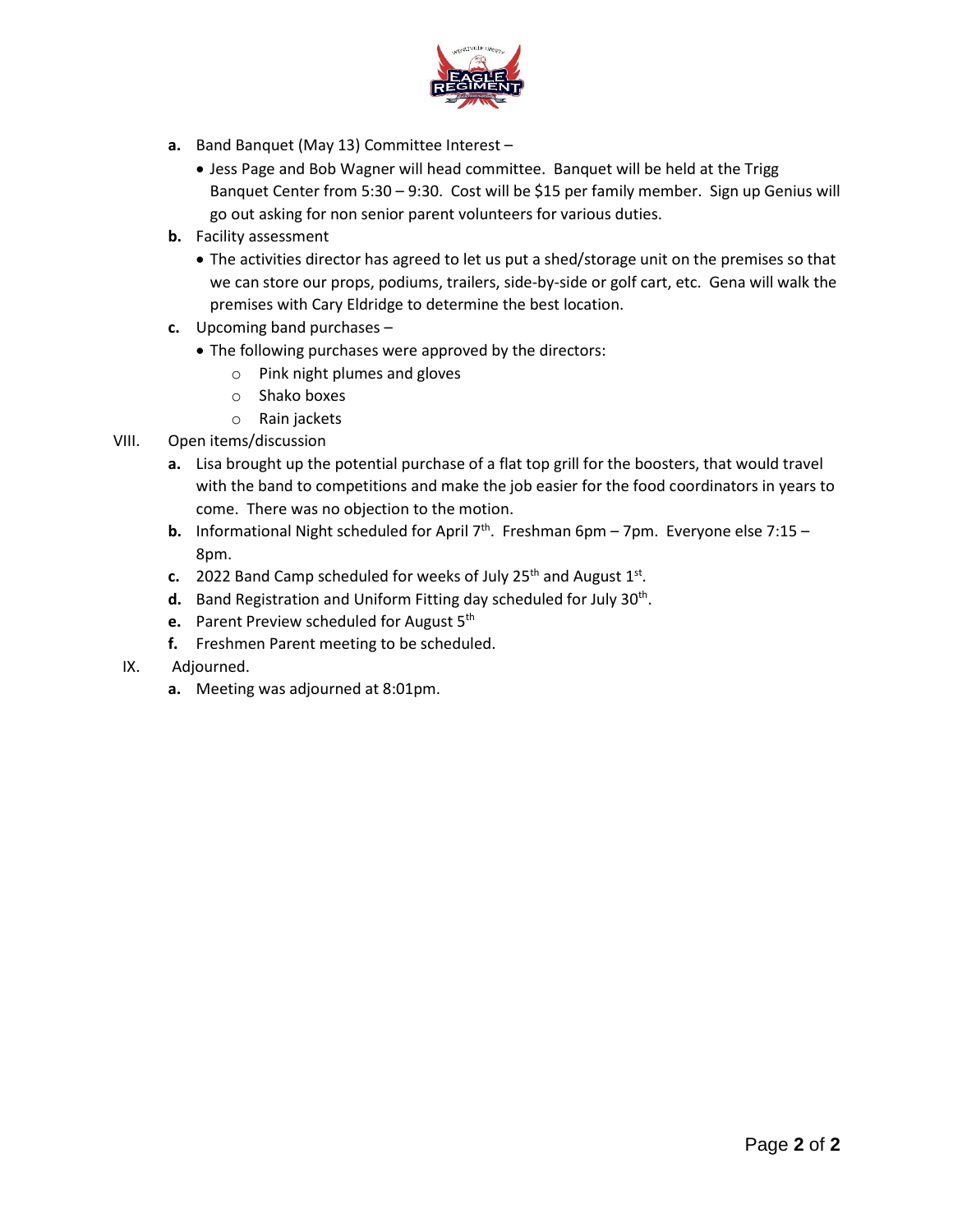- **a.** Band Banquet (May 13) Committee Interest –
  - Jess Page and Bob Wagner will head committee. Banquet will be held at the Trigg Banquet Center from 5:30 – 9:30. Cost will be $15 per family member. Sign up Genius will go out asking for non senior parent volunteers for various duties.
- **b.** Facility assessment
  - The activities director has agreed to let us put a shed/storage unit on the premises so that we can store our props, podiums, trailers, side-by-side or golf cart, etc. Gena will walk the premises with Cary Eldridge to determine the best location.
- **c.** Upcoming band purchases –
  - The following purchases were approved by the directors:
    - Pink night plumes and gloves
    - Shako boxes
    - Rain jackets

VIII. Open items/discussion

- **a.** Lisa brought up the potential purchase of a flat top grill for the boosters, that would travel with the band to competitions and make the job easier for the food coordinators in years to come. There was no objection to the motion.
- **b.** Informational Night scheduled for April 7th. Freshman 6pm – 7pm. Everyone else 7:15 – 8pm.
- **c.** 2022 Band Camp scheduled for weeks of July 25th and August 1st.
- **d.** Band Registration and Uniform Fitting day scheduled for July 30th.
- **e.** Parent Preview scheduled for August 5th
- **f.** Freshmen Parent meeting to be scheduled.

IX. Adjourned.

- **a.** Meeting was adjourned at 8:01pm.